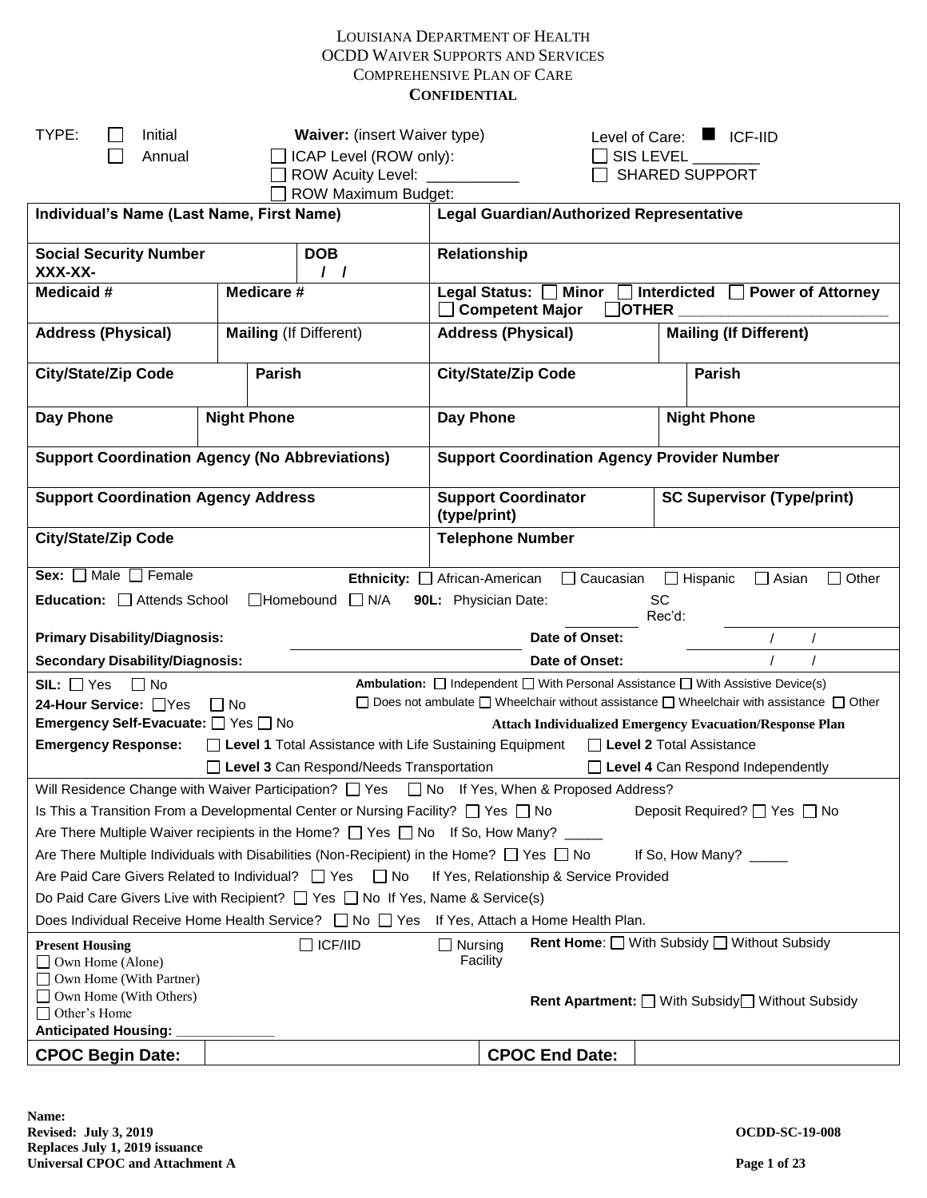LOUISIANA DEPARTMENT OF HEALTH
OCDD WAIVER SUPPORTS AND SERVICES
COMPREHENSIVE PLAN OF CARE
**CONFIDENTIAL**

TYPE: ☐ Initial ☐ Annual

**Waiver:** (insert Waiver type)
☐ ICAP Level (ROW only):
☐ ROW Acuity Level: ___________
☐ ROW Maximum Budget:

Level of Care: ■ ICF-IID
☐ SIS LEVEL ________
☐ SHARED SUPPORT

| **Individual's Name (Last Name, First Name)** | | | **Legal Guardian/Authorized Representative** | |
|---|---|---|---|---|
| **Social Security Number** XXX-XX- | | **DOB** / / | **Relationship** | |
| **Medicaid #** | **Medicare #** | | **Legal Status:** ☐ **Minor** ☐ **Interdicted** ☐ **Power of Attorney** ☐ **Competent Major** ☐**OTHER** ________________ | |
| **Address (Physical)** | **Mailing** (If Different) | | **Address (Physical)** | **Mailing (If Different)** |
| **City/State/Zip Code** | **Parish** | | **City/State/Zip Code** | **Parish** |
| **Day Phone** | **Night Phone** | | **Day Phone** | **Night Phone** |
| **Support Coordination Agency (No Abbreviations)** | | | **Support Coordination Agency Provider Number** | |
| **Support Coordination Agency Address** | | | **Support Coordinator (type/print)** | **SC Supervisor (Type/print)** |
| **City/State/Zip Code** | | | **Telephone Number** | |

**Sex:** ☐ Male ☐ Female  **Ethnicity:** ☐ African-American ☐ Caucasian ☐ Hispanic ☐ Asian ☐ Other

**Education:** ☐ Attends School ☐Homebound ☐ N/A  **90L:** Physician Date: ________ SC Rec'd: ________

**Primary Disability/Diagnosis:** ____________________ **Date of Onset:** / /

**Secondary Disability/Diagnosis:** ____________________ **Date of Onset:** / /

**SIL:** ☐ Yes ☐ No

**24-Hour Service:** ☐Yes ☐ No

**Emergency Self-Evacuate:** ☐ Yes ☐ No

**Ambulation:** ☐ Independent ☐ With Personal Assistance ☐ With Assistive Device(s) ☐ Does not ambulate ☐ Wheelchair without assistance ☐ Wheelchair with assistance ☐ Other

**Attach Individualized Emergency Evacuation/Response Plan**

**Emergency Response:** ☐ **Level 1** Total Assistance with Life Sustaining Equipment ☐ **Level 2** Total Assistance ☐ **Level 3** Can Respond/Needs Transportation ☐ **Level 4** Can Respond Independently

Will Residence Change with Waiver Participation? ☐ Yes ☐ No If Yes, When & Proposed Address?

Is This a Transition From a Developmental Center or Nursing Facility? ☐ Yes ☐ No  Deposit Required? ☐ Yes ☐ No

Are There Multiple Waiver recipients in the Home? ☐ Yes ☐ No If So, How Many? _____

Are There Multiple Individuals with Disabilities (Non-Recipient) in the Home? ☐ Yes ☐ No  If So, How Many? _____

Are Paid Care Givers Related to Individual? ☐ Yes ☐ No If Yes, Relationship & Service Provided

Do Paid Care Givers Live with Recipient? ☐ Yes ☐ No If Yes, Name & Service(s)

Does Individual Receive Home Health Service? ☐ No ☐ Yes If Yes, Attach a Home Health Plan.

**Present Housing**
☐ Own Home (Alone)
☐ Own Home (With Partner)
☐ Own Home (With Others)
☐ Other's Home
☐ ICF/IID
☐ Nursing Facility
**Rent Home**: ☐ With Subsidy ☐ Without Subsidy
**Rent Apartment:** ☐ With Subsidy ☐ Without Subsidy

**Anticipated Housing:** _____________

| **CPOC Begin Date:** | | **CPOC End Date:** | |
|---|---|---|---|

**Name:**
**Revised: July 3, 2019**
**Replaces July 1, 2019 issuance**
**Universal CPOC and Attachment A**

**OCDD-SC-19-008**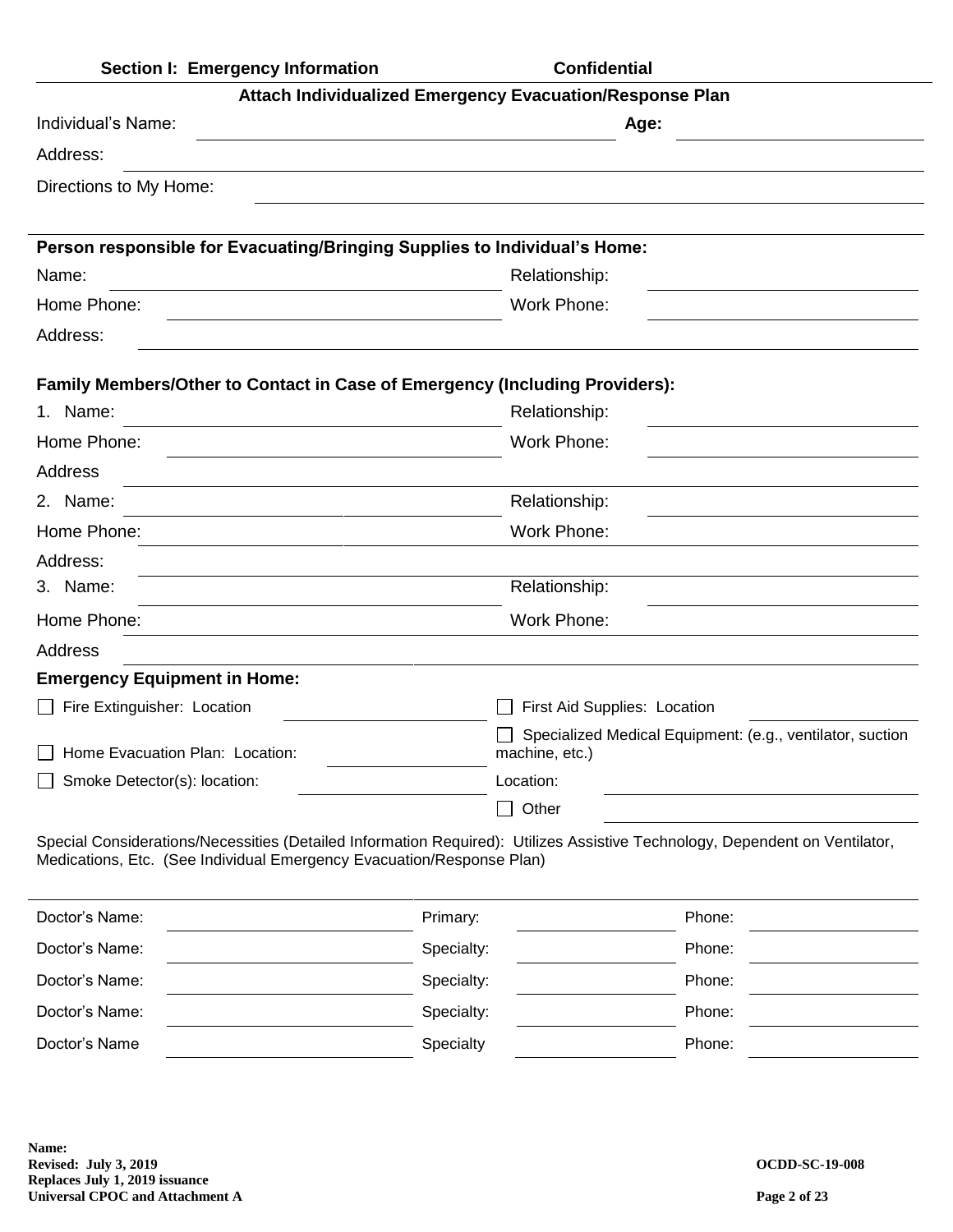**Section I: Emergency Information** **Confidential**

**Attach Individualized Emergency Evacuation/Response Plan**

Individual's Name: ______________________ **Age:** ____________

Address: ______________________________________________

Directions to My Home: ______________________________________________

**Person responsible for Evacuating/Bringing Supplies to Individual's Home:**

Name: ______________________ Relationship: ______________________

Home Phone: ______________________ Work Phone: ______________________

Address: ______________________________________________

**Family Members/Other to Contact in Case of Emergency (Including Providers):**

1. Name: ______________________ Relationship: ______________________

Home Phone: ______________________ Work Phone: ______________________

Address ______________________________________________

2. Name: ______________________ Relationship: ______________________

Home Phone: ______________________ Work Phone: ______________________

Address: ______________________________________________

3. Name: ______________________ Relationship: ______________________

Home Phone: ______________________ Work Phone: ______________________

Address ______________________________________________

**Emergency Equipment in Home:**

- ☐ Fire Extinguisher: Location ______________________
- ☐ Home Evacuation Plan: Location: ______________________
- ☐ Smoke Detector(s): location: ______________________
- ☐ First Aid Supplies: Location ______________________
- ☐ Specialized Medical Equipment: (e.g., ventilator, suction machine, etc.)
  Location: ______________________
- ☐ Other ______________________

Special Considerations/Necessities (Detailed Information Required): Utilizes Assistive Technology, Dependent on Ventilator, Medications, Etc. (See Individual Emergency Evacuation/Response Plan)

______________________________________________

| Doctor's Name: | | Primary: | | Phone: | |
|---|---|---|---|---|---|
| Doctor's Name: | | Specialty: | | Phone: | |
| Doctor's Name: | | Specialty: | | Phone: | |
| Doctor's Name: | | Specialty: | | Phone: | |
| Doctor's Name | | Specialty | | Phone: | |

**Name:**
**Revised: July 3, 2019**
**Replaces July 1, 2019 issuance**
**Universal CPOC and Attachment A**

**OCDD-SC-19-008**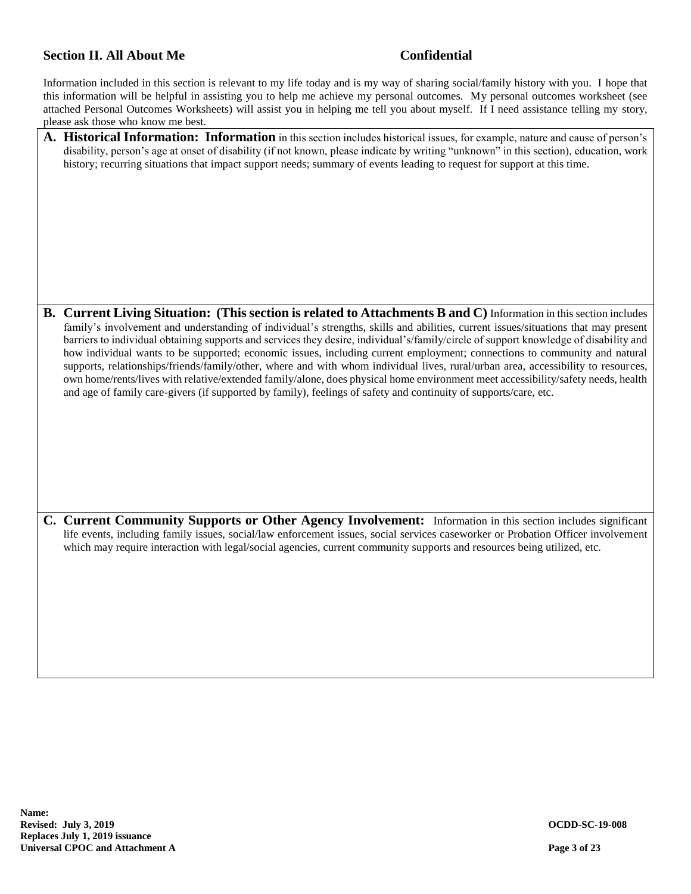## Section II. All About Me

**Confidential**

Information included in this section is relevant to my life today and is my way of sharing social/family history with you. I hope that this information will be helpful in assisting you to help me achieve my personal outcomes. My personal outcomes worksheet (see attached Personal Outcomes Worksheets) will assist you in helping me tell you about myself. If I need assistance telling my story, please ask those who know me best.

**A. Historical Information: Information** in this section includes historical issues, for example, nature and cause of person's disability, person's age at onset of disability (if not known, please indicate by writing "unknown" in this section), education, work history; recurring situations that impact support needs; summary of events leading to request for support at this time.

**B. Current Living Situation: (This section is related to Attachments B and C)** Information in this section includes family's involvement and understanding of individual's strengths, skills and abilities, current issues/situations that may present barriers to individual obtaining supports and services they desire, individual's/family/circle of support knowledge of disability and how individual wants to be supported; economic issues, including current employment; connections to community and natural supports, relationships/friends/family/other, where and with whom individual lives, rural/urban area, accessibility to resources, own home/rents/lives with relative/extended family/alone, does physical home environment meet accessibility/safety needs, health and age of family care-givers (if supported by family), feelings of safety and continuity of supports/care, etc.

**C. Current Community Supports or Other Agency Involvement:** Information in this section includes significant life events, including family issues, social/law enforcement issues, social services caseworker or Probation Officer involvement which may require interaction with legal/social agencies, current community supports and resources being utilized, etc.

**Name:**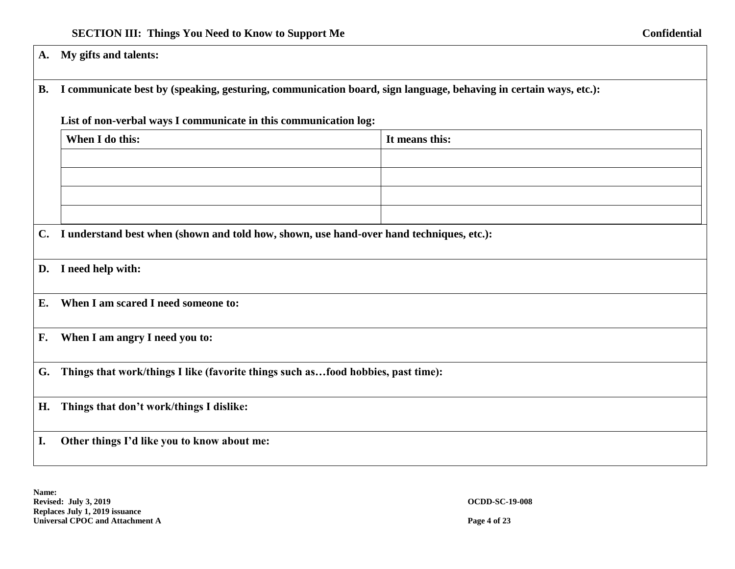## SECTION III: Things You Need to Know to Support Me

**Confidential**

**A. My gifts and talents:**

**B. I communicate best by (speaking, gesturing, communication board, sign language, behaving in certain ways, etc.):**

**List of non-verbal ways I communicate in this communication log:**

| When I do this: | It means this: |
|---|---|
| | |
| | |
| | |
| | |

**C. I understand best when (shown and told how, shown, use hand-over hand techniques, etc.):**

**D. I need help with:**

**E. When I am scared I need someone to:**

**F. When I am angry I need you to:**

**G. Things that work/things I like (favorite things such as…food hobbies, past time):**

**H. Things that don't work/things I dislike:**

**I. Other things I'd like you to know about me:**

**Name:**
**Revised: July 3, 2019**
**Replaces July 1, 2019 issuance**
**Universal CPOC and Attachment A**

**OCDD-SC-19-008**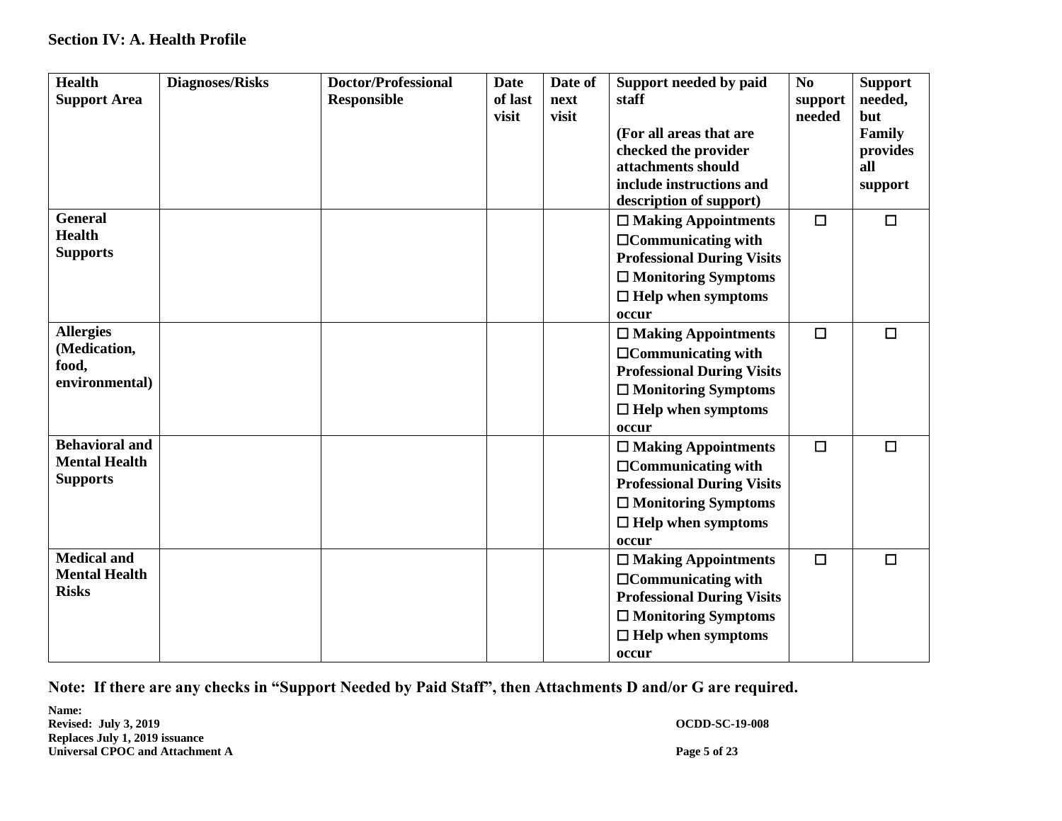## Section IV: A. Health Profile

| Health Support Area | Diagnoses/Risks | Doctor/Professional Responsible | Date of last visit | Date of next visit | Support needed by paid staff<br><br>(For all areas that are checked the provider attachments should include instructions and description of support) | No support needed | Support needed, but Family provides all support |
|---|---|---|---|---|---|---|---|
| General Health Supports | | | | | ☐ Making Appointments<br>☐Communicating with Professional During Visits<br>☐ Monitoring Symptoms<br>☐ Help when symptoms occur | ☐ | ☐ |
| Allergies (Medication, food, environmental) | | | | | ☐ Making Appointments<br>☐Communicating with Professional During Visits<br>☐ Monitoring Symptoms<br>☐ Help when symptoms occur | ☐ | ☐ |
| Behavioral and Mental Health Supports | | | | | ☐ Making Appointments<br>☐Communicating with Professional During Visits<br>☐ Monitoring Symptoms<br>☐ Help when symptoms occur | ☐ | ☐ |
| Medical and Mental Health Risks | | | | | ☐ Making Appointments<br>☐Communicating with Professional During Visits<br>☐ Monitoring Symptoms<br>☐ Help when symptoms occur | ☐ | ☐ |

**Note: If there are any checks in "Support Needed by Paid Staff", then Attachments D and/or G are required.**

**Name:**
**Revised: July 3, 2019** **OCDD-SC-19-008**
**Replaces July 1, 2019 issuance**
**Universal CPOC and Attachment A**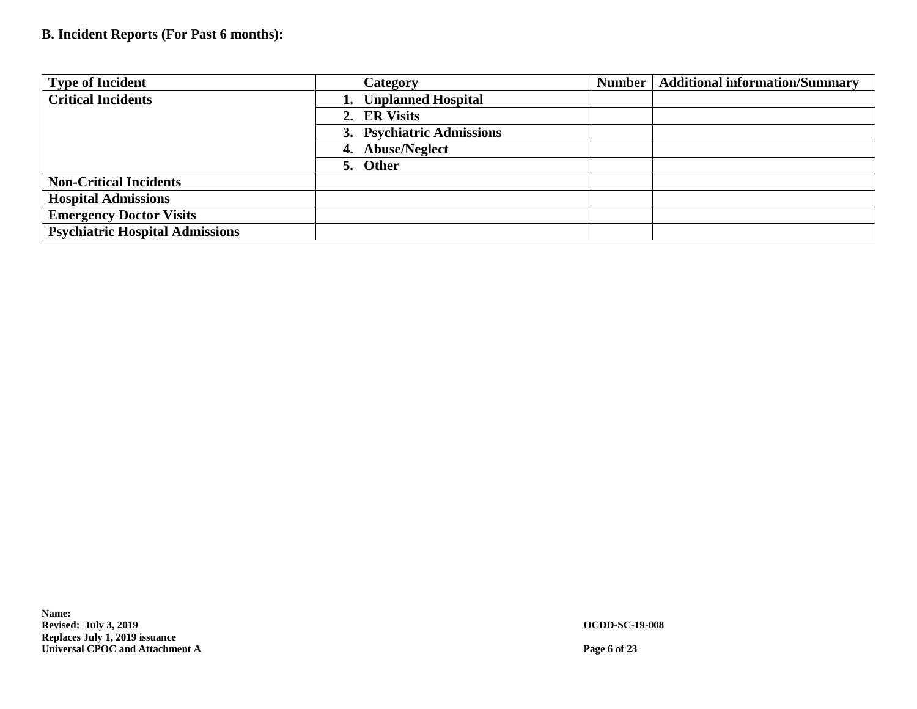**B. Incident Reports (For Past 6 months):**

| Type of Incident | Category | Number | Additional information/Summary |
|---|---|---|---|
| **Critical Incidents** | **1. Unplanned Hospital** | | |
| | **2. ER Visits** | | |
| | **3. Psychiatric Admissions** | | |
| | **4. Abuse/Neglect** | | |
| | **5. Other** | | |
| **Non-Critical Incidents** | | | |
| **Hospital Admissions** | | | |
| **Emergency Doctor Visits** | | | |
| **Psychiatric Hospital Admissions** | | | |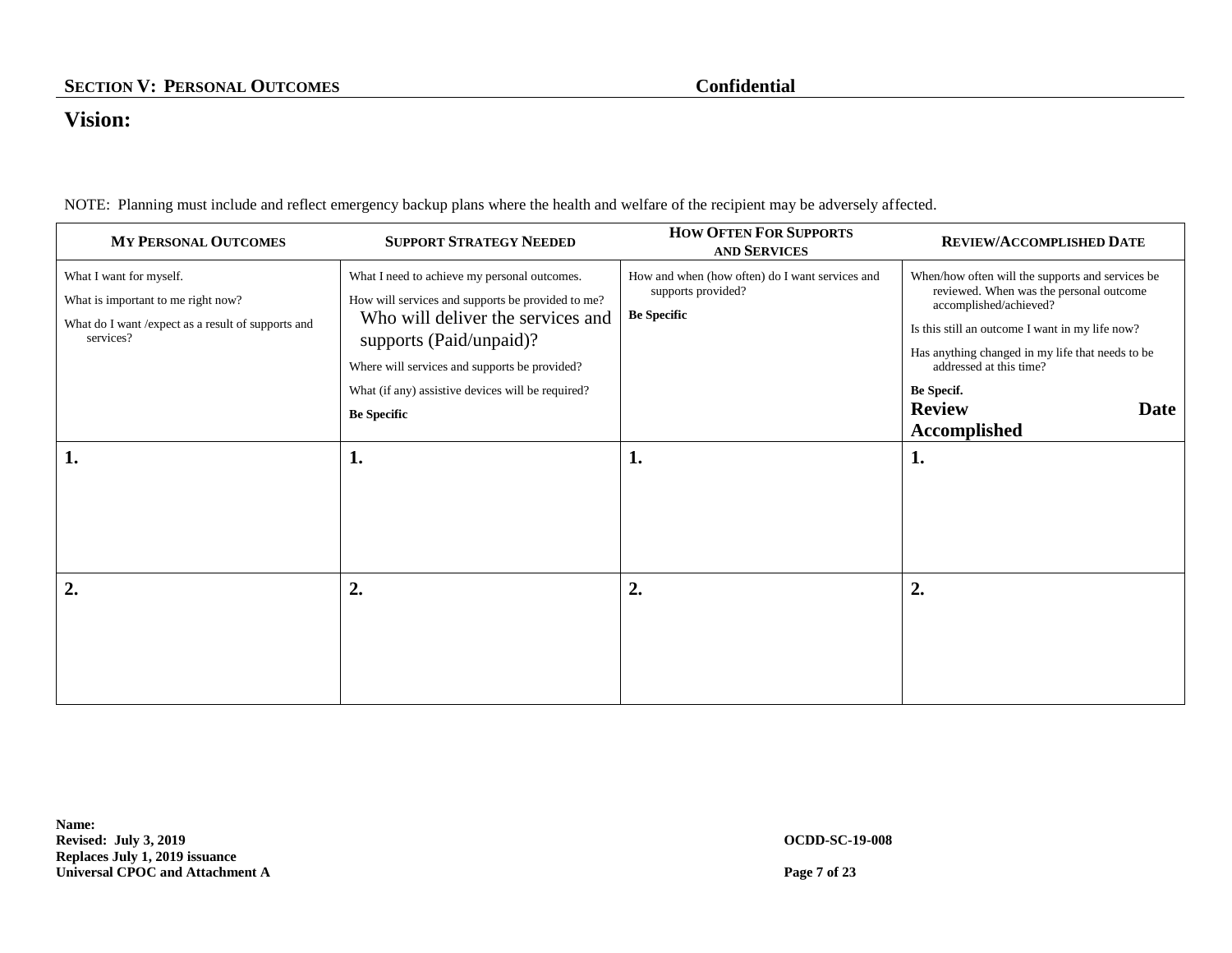**SECTION V: PERSONAL OUTCOMES** **Confidential**

## Vision:

NOTE: Planning must include and reflect emergency backup plans where the health and welfare of the recipient may be adversely affected.

| MY PERSONAL OUTCOMES | SUPPORT STRATEGY NEEDED | HOW OFTEN FOR SUPPORTS AND SERVICES | REVIEW/ACCOMPLISHED DATE |
|---|---|---|---|
| What I want for myself.<br>What is important to me right now?<br>What do I want /expect as a result of supports and services? | What I need to achieve my personal outcomes.<br>How will services and supports be provided to me?<br>Who will deliver the services and supports (Paid/unpaid)?<br>Where will services and supports be provided?<br>What (if any) assistive devices will be required?<br>**Be Specific** | How and when (how often) do I want services and supports provided?<br>**Be Specific** | When/how often will the supports and services be reviewed. When was the personal outcome accomplished/achieved?<br>Is this still an outcome I want in my life now?<br>Has anything changed in my life that needs to be addressed at this time?<br>**Be Specif.**<br>**Review Date Accomplished** |
| **1.** | **1.** | **1.** | **1.** |
| **2.** | **2.** | **2.** | **2.** |

**Name:**
**Revised: July 3, 2019**
**Replaces July 1, 2019 issuance**
**Universal CPOC and Attachment A**

**OCDD-SC-19-008**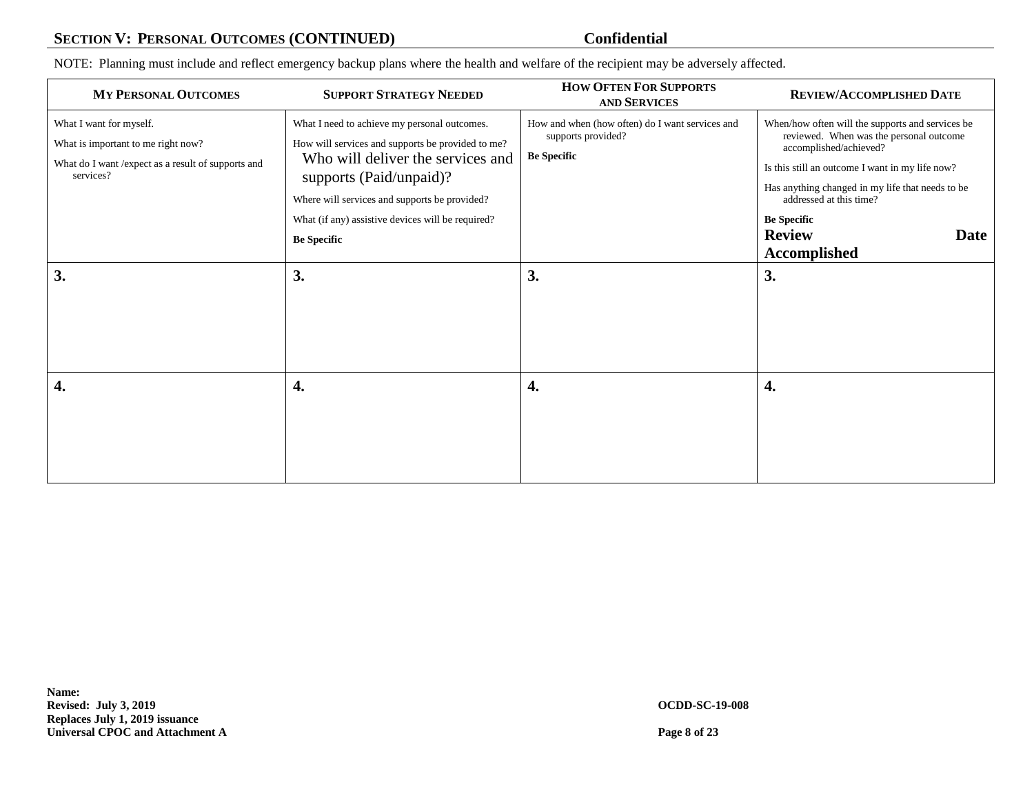## SECTION V: PERSONAL OUTCOMES (CONTINUED) **Confidential**

NOTE: Planning must include and reflect emergency backup plans where the health and welfare of the recipient may be adversely affected.

| MY PERSONAL OUTCOMES | SUPPORT STRATEGY NEEDED | HOW OFTEN FOR SUPPORTS AND SERVICES | REVIEW/ACCOMPLISHED DATE |
|---|---|---|---|
| What I want for myself.<br>What is important to me right now?<br>What do I want /expect as a result of supports and services? | What I need to achieve my personal outcomes.<br>How will services and supports be provided to me?<br>Who will deliver the services and supports (Paid/unpaid)?<br>Where will services and supports be provided?<br>What (if any) assistive devices will be required?<br>**Be Specific** | How and when (how often) do I want services and supports provided?<br>**Be Specific** | When/how often will the supports and services be reviewed. When was the personal outcome accomplished/achieved?<br>Is this still an outcome I want in my life now?<br>Has anything changed in my life that needs to be addressed at this time?<br>**Be Specific**<br>**Review Date Accomplished** |
| **3.** | **3.** | **3.** | **3.** |
| **4.** | **4.** | **4.** | **4.** |

**Name:**
**Revised: July 3, 2019**
**Replaces July 1, 2019 issuance**
**Universal CPOC and Attachment A**

**OCDD-SC-19-008**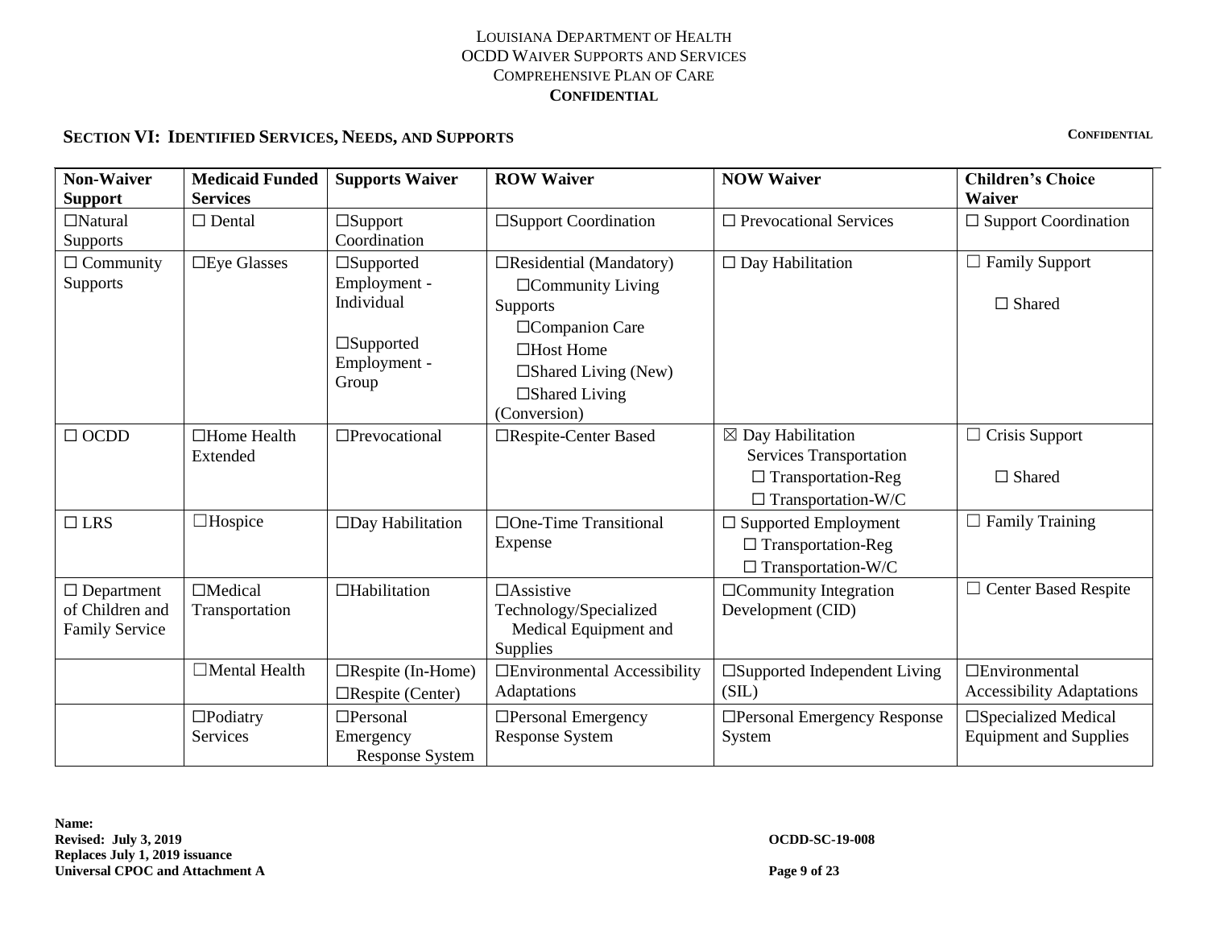## SECTION VI: IDENTIFIED SERVICES, NEEDS, AND SUPPORTS

CONFIDENTIAL

| Non-Waiver Support | Medicaid Funded Services | Supports Waiver | ROW Waiver | NOW Waiver | Children's Choice Waiver |
|---|---|---|---|---|---|
| ☐Natural Supports | ☐ Dental | ☐Support Coordination | ☐Support Coordination | ☐ Prevocational Services | ☐ Support Coordination |
| ☐ Community Supports | ☐Eye Glasses | ☐Supported Employment - Individual<br><br>☐Supported Employment - Group | ☐Residential (Mandatory)<br>☐Community Living Supports<br>☐Companion Care<br>☐Host Home<br>☐Shared Living (New)<br>☐Shared Living (Conversion) | ☐ Day Habilitation | ☐ Family Support<br><br>☐ Shared |
| ☐ OCDD | ☐Home Health Extended | ☐Prevocational | ☐Respite-Center Based | ☒ Day Habilitation Services Transportation<br>☐ Transportation-Reg<br>☐ Transportation-W/C | ☐ Crisis Support<br><br>☐ Shared |
| ☐ LRS | ☐Hospice | ☐Day Habilitation | ☐One-Time Transitional Expense | ☐ Supported Employment<br>☐ Transportation-Reg<br>☐ Transportation-W/C | ☐ Family Training |
| ☐ Department of Children and Family Service | ☐Medical Transportation | ☐Habilitation | ☐Assistive Technology/Specialized Medical Equipment and Supplies | ☐Community Integration Development (CID) | ☐ Center Based Respite |
| | ☐Mental Health | ☐Respite (In-Home)<br>☐Respite (Center) | ☐Environmental Accessibility Adaptations | ☐Supported Independent Living (SIL) | ☐Environmental Accessibility Adaptations |
| | ☐Podiatry Services | ☐Personal Emergency Response System | ☐Personal Emergency Response System | ☐Personal Emergency Response System | ☐Specialized Medical Equipment and Supplies |

**Name:**
**Revised: July 3, 2019**
**Replaces July 1, 2019 issuance**
**Universal CPOC and Attachment A**

**OCDD-SC-19-008**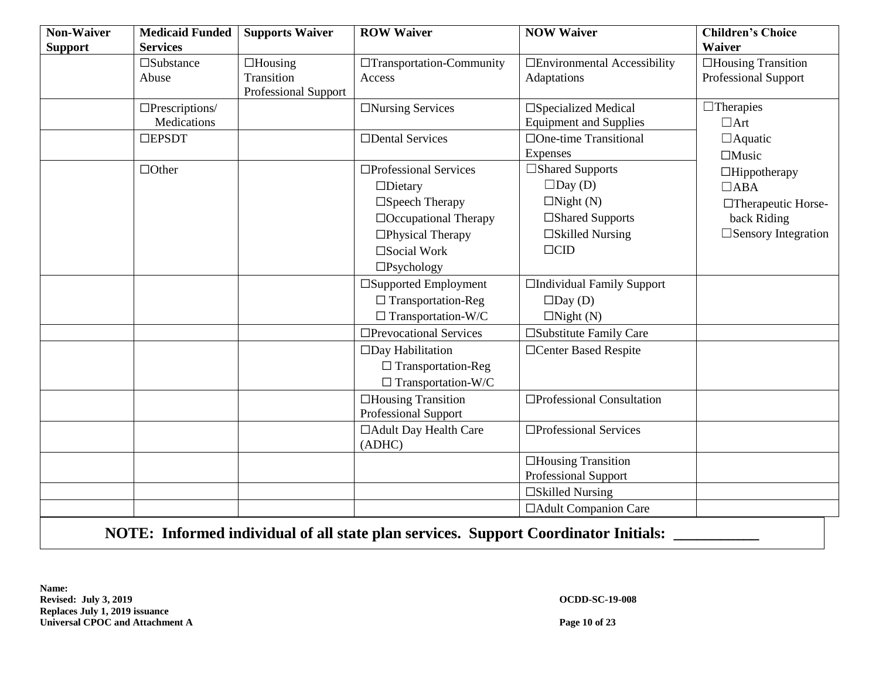| Non-Waiver Support | Medicaid Funded Services | Supports Waiver | ROW Waiver | NOW Waiver | Children's Choice Waiver |
|---|---|---|---|---|---|
| | ☐Substance Abuse | ☐Housing Transition Professional Support | ☐Transportation-Community Access | ☐Environmental Accessibility Adaptations | ☐Housing Transition Professional Support |
| | ☐Prescriptions/ Medications | | ☐Nursing Services | ☐Specialized Medical Equipment and Supplies | ☐Therapies<br>☐Art<br>☐Aquatic<br>☐Music<br>☐Hippotherapy<br>☐ABA<br>☐Therapeutic Horse-back Riding<br>☐Sensory Integration |
| | ☐EPSDT | | ☐Dental Services | ☐One-time Transitional Expenses | |
| | ☐Other | | ☐Professional Services<br>☐Dietary<br>☐Speech Therapy<br>☐Occupational Therapy<br>☐Physical Therapy<br>☐Social Work<br>☐Psychology | ☐Shared Supports<br>☐Day (D)<br>☐Night (N)<br>☐Shared Supports<br>☐Skilled Nursing<br>☐CID | |
| | | | ☐Supported Employment<br>☐ Transportation-Reg<br>☐ Transportation-W/C | ☐Individual Family Support<br>☐Day (D)<br>☐Night (N) | |
| | | | ☐Prevocational Services | ☐Substitute Family Care | |
| | | | ☐Day Habilitation<br>☐ Transportation-Reg<br>☐ Transportation-W/C | ☐Center Based Respite | |
| | | | ☐Housing Transition Professional Support | ☐Professional Consultation | |
| | | | ☐Adult Day Health Care (ADHC) | ☐Professional Services | |
| | | | | ☐Housing Transition Professional Support | |
| | | | | ☐Skilled Nursing | |
| | | | | ☐Adult Companion Care | |

**NOTE: Informed individual of all state plan services. Support Coordinator Initials: \_\_\_\_\_\_\_\_\_\_\_**

**Name:**
**Revised: July 3, 2019** **OCDD-SC-19-008**
**Replaces July 1, 2019 issuance**
**Universal CPOC and Attachment A**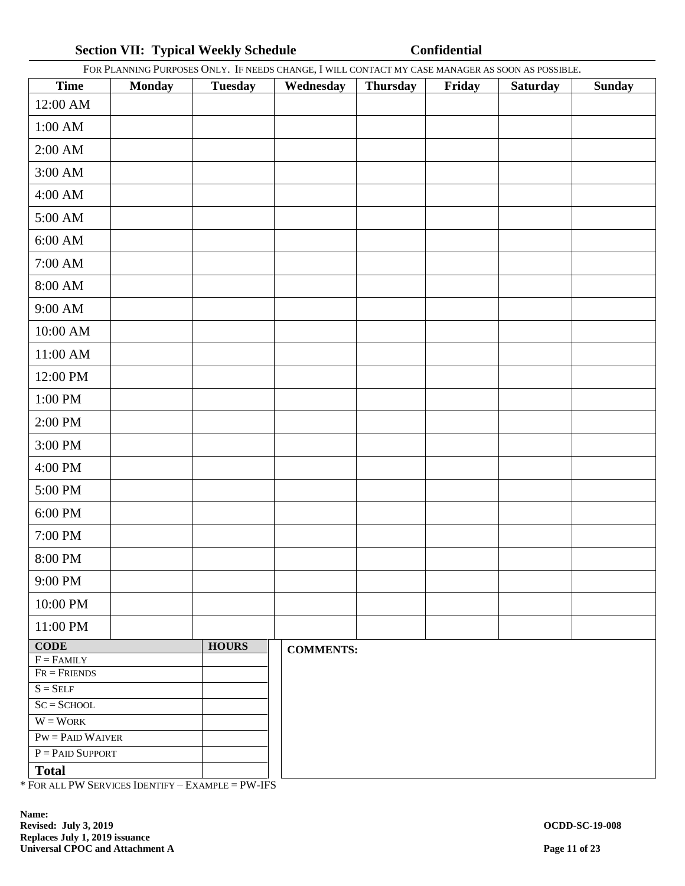## Section VII: Typical Weekly Schedule **Confidential**

FOR PLANNING PURPOSES ONLY. IF NEEDS CHANGE, I WILL CONTACT MY CASE MANAGER AS SOON AS POSSIBLE.

| Time | Monday | Tuesday | Wednesday | Thursday | Friday | Saturday | Sunday |
|---|---|---|---|---|---|---|---|
| 12:00 AM | | | | | | | |
| 1:00 AM | | | | | | | |
| 2:00 AM | | | | | | | |
| 3:00 AM | | | | | | | |
| 4:00 AM | | | | | | | |
| 5:00 AM | | | | | | | |
| 6:00 AM | | | | | | | |
| 7:00 AM | | | | | | | |
| 8:00 AM | | | | | | | |
| 9:00 AM | | | | | | | |
| 10:00 AM | | | | | | | |
| 11:00 AM | | | | | | | |
| 12:00 PM | | | | | | | |
| 1:00 PM | | | | | | | |
| 2:00 PM | | | | | | | |
| 3:00 PM | | | | | | | |
| 4:00 PM | | | | | | | |
| 5:00 PM | | | | | | | |
| 6:00 PM | | | | | | | |
| 7:00 PM | | | | | | | |
| 8:00 PM | | | | | | | |
| 9:00 PM | | | | | | | |
| 10:00 PM | | | | | | | |
| 11:00 PM | | | | | | | |

| CODE | HOURS |
|---|---|
| F = FAMILY | |
| FR = FRIENDS | |
| S = SELF | |
| SC = SCHOOL | |
| W = WORK | |
| PW = PAID WAIVER | |
| P = PAID SUPPORT | |
| **Total** | |

**COMMENTS:**

* FOR ALL PW SERVICES IDENTIFY – EXAMPLE = PW-IFS

**Name:**
**Revised: July 3, 2019**
**Replaces July 1, 2019 issuance**
**Universal CPOC and Attachment A**

**OCDD-SC-19-008**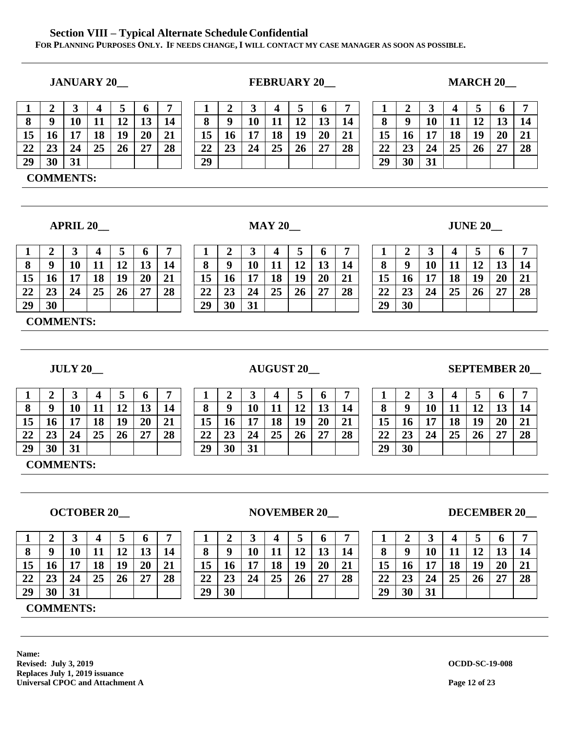## Section VIII – Typical Alternate Schedule Confidential

**FOR PLANNING PURPOSES ONLY. IF NEEDS CHANGE, I WILL CONTACT MY CASE MANAGER AS SOON AS POSSIBLE.**

**JANUARY 20__**

| 1 | 2 | 3 | 4 | 5 | 6 | 7 |
|---|---|---|---|---|---|---|
| 8 | 9 | 10 | 11 | 12 | 13 | 14 |
| 15 | 16 | 17 | 18 | 19 | 20 | 21 |
| 22 | 23 | 24 | 25 | 26 | 27 | 28 |
| 29 | 30 | 31 | | | | |

**FEBRUARY 20__**

| 1 | 2 | 3 | 4 | 5 | 6 | 7 |
|---|---|---|---|---|---|---|
| 8 | 9 | 10 | 11 | 12 | 13 | 14 |
| 15 | 16 | 17 | 18 | 19 | 20 | 21 |
| 22 | 23 | 24 | 25 | 26 | 27 | 28 |
| 29 | | | | | | |

**MARCH 20__**

| 1 | 2 | 3 | 4 | 5 | 6 | 7 |
|---|---|---|---|---|---|---|
| 8 | 9 | 10 | 11 | 12 | 13 | 14 |
| 15 | 16 | 17 | 18 | 19 | 20 | 21 |
| 22 | 23 | 24 | 25 | 26 | 27 | 28 |
| 29 | 30 | 31 | | | | |

**COMMENTS:**

**APRIL 20__**

| 1 | 2 | 3 | 4 | 5 | 6 | 7 |
|---|---|---|---|---|---|---|
| 8 | 9 | 10 | 11 | 12 | 13 | 14 |
| 15 | 16 | 17 | 18 | 19 | 20 | 21 |
| 22 | 23 | 24 | 25 | 26 | 27 | 28 |
| 29 | 30 | | | | | |

**MAY 20__**

| 1 | 2 | 3 | 4 | 5 | 6 | 7 |
|---|---|---|---|---|---|---|
| 8 | 9 | 10 | 11 | 12 | 13 | 14 |
| 15 | 16 | 17 | 18 | 19 | 20 | 21 |
| 22 | 23 | 24 | 25 | 26 | 27 | 28 |
| 29 | 30 | 31 | | | | |

**JUNE 20__**

| 1 | 2 | 3 | 4 | 5 | 6 | 7 |
|---|---|---|---|---|---|---|
| 8 | 9 | 10 | 11 | 12 | 13 | 14 |
| 15 | 16 | 17 | 18 | 19 | 20 | 21 |
| 22 | 23 | 24 | 25 | 26 | 27 | 28 |
| 29 | 30 | | | | | |

**COMMENTS:**

**JULY 20__**

| 1 | 2 | 3 | 4 | 5 | 6 | 7 |
|---|---|---|---|---|---|---|
| 8 | 9 | 10 | 11 | 12 | 13 | 14 |
| 15 | 16 | 17 | 18 | 19 | 20 | 21 |
| 22 | 23 | 24 | 25 | 26 | 27 | 28 |
| 29 | 30 | 31 | | | | |

**AUGUST 20__**

| 1 | 2 | 3 | 4 | 5 | 6 | 7 |
|---|---|---|---|---|---|---|
| 8 | 9 | 10 | 11 | 12 | 13 | 14 |
| 15 | 16 | 17 | 18 | 19 | 20 | 21 |
| 22 | 23 | 24 | 25 | 26 | 27 | 28 |
| 29 | 30 | 31 | | | | |

**SEPTEMBER 20__**

| 1 | 2 | 3 | 4 | 5 | 6 | 7 |
|---|---|---|---|---|---|---|
| 8 | 9 | 10 | 11 | 12 | 13 | 14 |
| 15 | 16 | 17 | 18 | 19 | 20 | 21 |
| 22 | 23 | 24 | 25 | 26 | 27 | 28 |
| 29 | 30 | | | | | |

**COMMENTS:**

**OCTOBER 20__**

| 1 | 2 | 3 | 4 | 5 | 6 | 7 |
|---|---|---|---|---|---|---|
| 8 | 9 | 10 | 11 | 12 | 13 | 14 |
| 15 | 16 | 17 | 18 | 19 | 20 | 21 |
| 22 | 23 | 24 | 25 | 26 | 27 | 28 |
| 29 | 30 | 31 | | | | |

**NOVEMBER 20__**

| 1 | 2 | 3 | 4 | 5 | 6 | 7 |
|---|---|---|---|---|---|---|
| 8 | 9 | 10 | 11 | 12 | 13 | 14 |
| 15 | 16 | 17 | 18 | 19 | 20 | 21 |
| 22 | 23 | 24 | 25 | 26 | 27 | 28 |
| 29 | 30 | | | | | |

**DECEMBER 20__**

| 1 | 2 | 3 | 4 | 5 | 6 | 7 |
|---|---|---|---|---|---|---|
| 8 | 9 | 10 | 11 | 12 | 13 | 14 |
| 15 | 16 | 17 | 18 | 19 | 20 | 21 |
| 22 | 23 | 24 | 25 | 26 | 27 | 28 |
| 29 | 30 | 31 | | | | |

**COMMENTS:**

**Name:**
**Revised: July 3, 2019**
**Replaces July 1, 2019 issuance**
**Universal CPOC and Attachment A**

**OCDD-SC-19-008**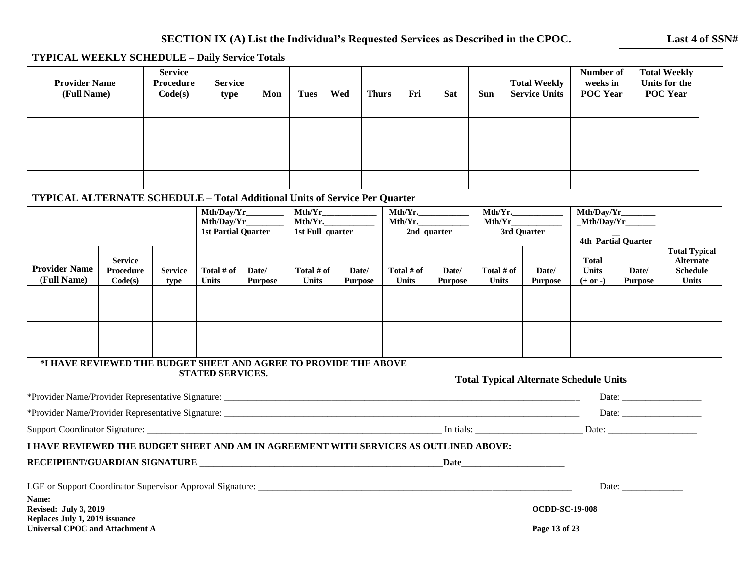## SECTION IX (A) List the Individual's Requested Services as Described in the CPOC.

**Last 4 of SSN#** ________________

### TYPICAL WEEKLY SCHEDULE – Daily Service Totals

| Provider Name (Full Name) | Service Procedure Code(s) | Service type | Mon | Tues | Wed | Thurs | Fri | Sat | Sun | Total Weekly Service Units | Number of weeks in POC Year | Total Weekly Units for the POC Year |
|---|---|---|---|---|---|---|---|---|---|---|---|---|
| | | | | | | | | | | | | |
| | | | | | | | | | | | | |
| | | | | | | | | | | | | |
| | | | | | | | | | | | | |
| | | | | | | | | | | | | |

### TYPICAL ALTERNATE SCHEDULE – Total Additional Units of Service Per Quarter

| | | | Mth/Day/Yr________ Mth/Day/Yr________ 1st Partial Quarter | | Mth/Yr____________ Mth/Yr.___________ 1st Full quarter | | Mth/Yr.___________ Mth/Yr.___________ 2nd quarter | | Mth/Yr.___________ Mth/Yr___________ 3rd Quarter | | Mth/Day/Yr________ _Mth/Day/Yr_______ __ 4th Partial Quarter | | |
|---|---|---|---|---|---|---|---|---|---|---|---|---|---|
| **Provider Name (Full Name)** | **Service Procedure Code(s)** | **Service type** | **Total # of Units** | **Date/ Purpose** | **Total # of Units** | **Date/ Purpose** | **Total # of Units** | **Date/ Purpose** | **Total # of Units** | **Date/ Purpose** | **Total Units (+ or -)** | **Date/ Purpose** | **Total Typical Alternate Schedule Units** |
| | | | | | | | | | | | | | |
| | | | | | | | | | | | | | |
| | | | | | | | | | | | | | |
| | | | | | | | | | | | | | |

**\*I HAVE REVIEWED THE BUDGET SHEET AND AGREE TO PROVIDE THE ABOVE STATED SERVICES.**

**Total Typical Alternate Schedule Units** ________

\*Provider Name/Provider Representative Signature: ______________________________________________ Date: _________________

\*Provider Name/Provider Representative Signature: ______________________________________________ Date: _________________

Support Coordinator Signature: ______________________________________________ Initials: _______________________ Date: ___________________

**I HAVE REVIEWED THE BUDGET SHEET AND AM IN AGREEMENT WITH SERVICES AS OUTLINED ABOVE:**

**RECEIPIENT/GUARDIAN SIGNATURE ______________________________________________Date______________________**

LGE or Support Coordinator Supervisor Approval Signature: ______________________________________________ Date: _____________

**Name:**
**Revised: July 3, 2019**
**Replaces July 1, 2019 issuance**
**Universal CPOC and Attachment A**

**OCDD-SC-19-008**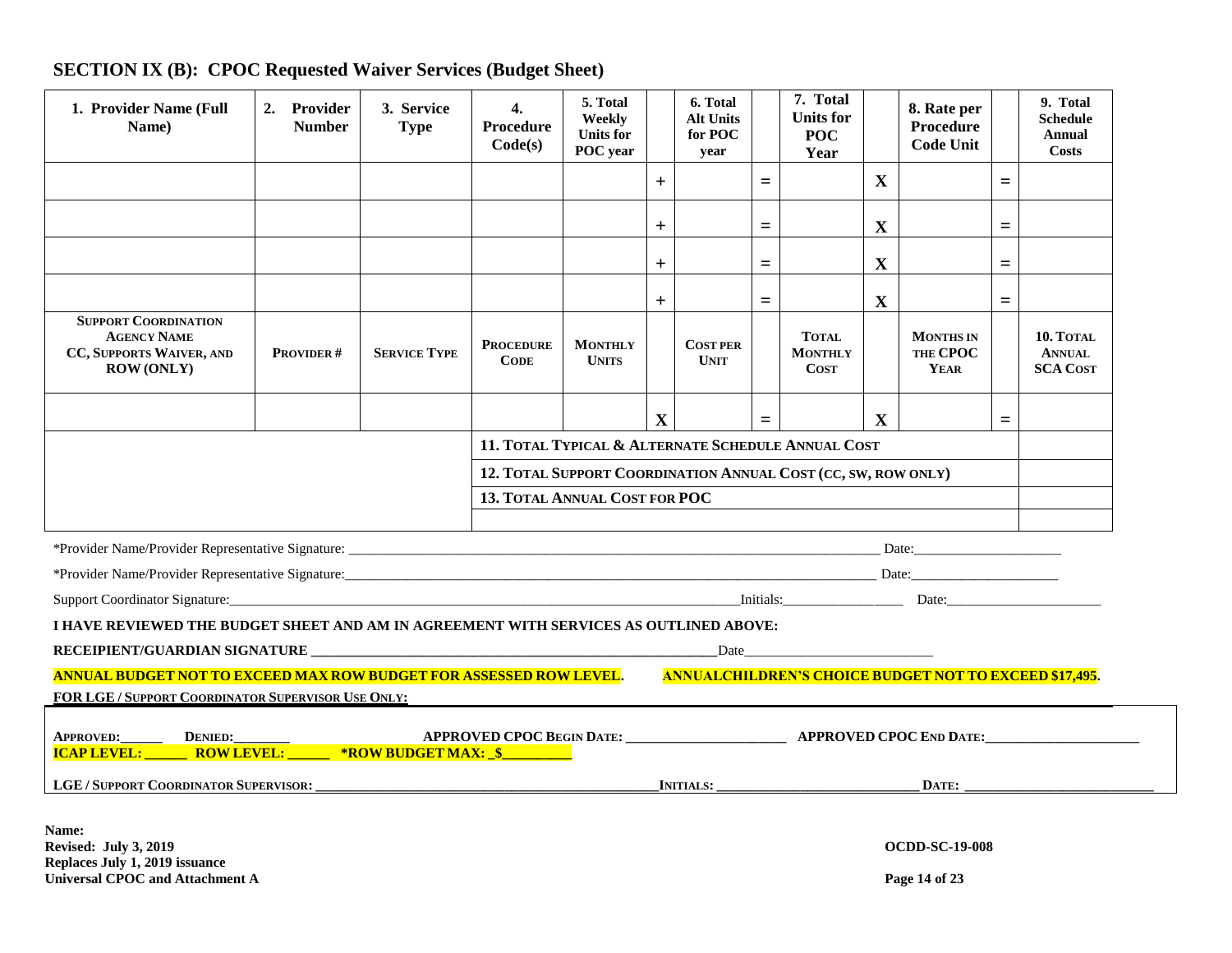## SECTION IX (B): CPOC Requested Waiver Services (Budget Sheet)

| 1. Provider Name (Full Name) | 2. Provider Number | 3. Service Type | 4. Procedure Code(s) | 5. Total Weekly Units for POC year | | 6. Total Alt Units for POC year | | 7. Total Units for POC Year | | 8. Rate per Procedure Code Unit | | 9. Total Schedule Annual Costs |
|---|---|---|---|---|---|---|---|---|---|---|---|---|
| | | | | | + | | = | | X | | = | |
| | | | | | + | | = | | X | | = | |
| | | | | | + | | = | | X | | = | |
| | | | | | + | | = | | X | | = | |
| **Support Coordination Agency Name CC, Supports Waiver, and ROW (Only)** | **Provider #** | **Service Type** | **Procedure Code** | **Monthly Units** | | **Cost per Unit** | | **Total Monthly Cost** | | **Months in the CPOC Year** | | **10. Total Annual SCA Cost** |
| | | | | | X | | = | | X | | = | |
| | | | **11. Total Typical & Alternate Schedule Annual Cost** | | | | | | | | | |
| | | | **12. Total Support Coordination Annual Cost (CC, SW, ROW only)** | | | | | | | | | |
| | | | **13. Total Annual Cost for POC** | | | | | | | | | |
| | | | | | | | | | | | | |

*Provider Name/Provider Representative Signature: ______________________________ Date:____________________

*Provider Name/Provider Representative Signature:______________________________ Date:____________________

Support Coordinator Signature:______________________________ Initials:________________ Date:____________________

**I HAVE REVIEWED THE BUDGET SHEET AND AM IN AGREEMENT WITH SERVICES AS OUTLINED ABOVE:**

**RECEIPIENT/GUARDIAN SIGNATURE** ______________________________ Date__________________________

**ANNUAL BUDGET NOT TO EXCEED MAX ROW BUDGET FOR ASSESSED ROW LEVEL.** **ANNUALCHILDREN'S CHOICE BUDGET NOT TO EXCEED $17,495.**

**FOR LGE / SUPPORT COORDINATOR SUPERVISOR USE ONLY:**

**APPROVED:______ DENIED:________** **APPROVED CPOC BEGIN DATE: ______________________** **APPROVED CPOC END DATE:______________________**

**ICAP LEVEL: ______ ROW LEVEL: ______ *ROW BUDGET MAX: _$_________**

**LGE / SUPPORT COORDINATOR SUPERVISOR: ______________________________ INITIALS: ____________________ DATE: ____________________**

**Name:**
**Revised: July 3, 2019**
**Replaces July 1, 2019 issuance**
**Universal CPOC and Attachment A**

**OCDD-SC-19-008**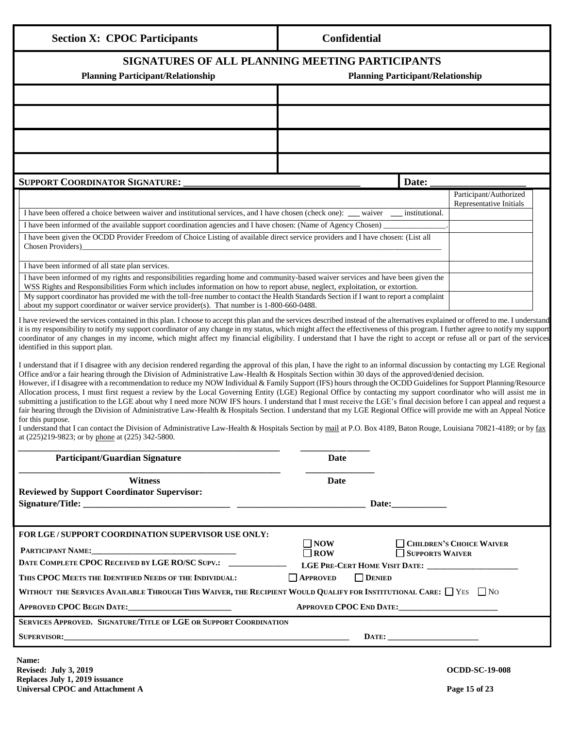| Section X: CPOC Participants | Confidential |
|---|---|

## SIGNATURES OF ALL PLANNING MEETING PARTICIPANTS

| Planning Participant/Relationship | Planning Participant/Relationship |
|---|---|
| | |
| | |
| | |
| | |

**SUPPORT COORDINATOR SIGNATURE:** ____________________________________ **Date:** ____________________

| | Participant/Authorized Representative Initials |
|---|---|
| I have been offered a choice between waiver and institutional services, and I have chosen (check one): ___ waiver ___ institutional. | |
| I have been informed of the available support coordination agencies and I have chosen: (Name of Agency Chosen) _______________. | |
| I have been given the OCDD Provider Freedom of Choice Listing of available direct service providers and I have chosen: (List all Chosen Providers)____________________ | |
| I have been informed of all state plan services. | |
| I have been informed of my rights and responsibilities regarding home and community-based waiver services and have been given the WSS Rights and Responsibilities Form which includes information on how to report abuse, neglect, exploitation, or extortion. | |
| My support coordinator has provided me with the toll-free number to contact the Health Standards Section if I want to report a complaint about my support coordinator or waiver service provider(s). That number is 1-800-660-0488. | |

I have reviewed the services contained in this plan. I choose to accept this plan and the services described instead of the alternatives explained or offered to me. I understand it is my responsibility to notify my support coordinator of any change in my status, which might affect the effectiveness of this program. I further agree to notify my support coordinator of any changes in my income, which might affect my financial eligibility. I understand that I have the right to accept or refuse all or part of the services identified in this support plan.

I understand that if I disagree with any decision rendered regarding the approval of this plan, I have the right to an informal discussion by contacting my LGE Regional Office and/or a fair hearing through the Division of Administrative Law-Health & Hospitals Section within 30 days of the approved/denied decision.
However, if I disagree with a recommendation to reduce my NOW Individual & Family Support (IFS) hours through the OCDD Guidelines for Support Planning/Resource Allocation process, I must first request a review by the Local Governing Entity (LGE) Regional Office by contacting my support coordinator who will assist me in submitting a justification to the LGE about why I need more NOW IFS hours. I understand that I must receive the LGE's final decision before I can appeal and request a fair hearing through the Division of Administrative Law-Health & Hospitals Section. I understand that my LGE Regional Office will provide me with an Appeal Notice for this purpose.
I understand that I can contact the Division of Administrative Law-Health & Hospitals Section by mail at P.O. Box 4189, Baton Rouge, Louisiana 70821-4189; or by fax at (225)219-9823; or by phone at (225) 342-5800.

____________________________________________ ______________
**Participant/Guardian Signature** **Date**

____________________________________________ ______________
**Witness** **Date**

**Reviewed by Support Coordinator Supervisor:**
**Signature/Title:** ______________________________ ___________________________ **Date:**____________

**FOR LGE / SUPPORT COORDINATION SUPERVISOR USE ONLY:**

**PARTICIPANT NAME:**__________________________________ ☐ **NOW** ☐ **ROW** ☐ **CHILDREN'S CHOICE WAIVER** ☐ **SUPPORTS WAIVER**

**DATE COMPLETE CPOC RECEIVED BY LGE RO/SC SUPV.:** _____________ **LGE PRE-CERT HOME VISIT DATE:** ______________________

**THIS CPOC MEETS THE IDENTIFIED NEEDS OF THE INDIVIDUAL:** ☐ **APPROVED** ☐ **DENIED**

**WITHOUT THE SERVICES AVAILABLE THROUGH THIS WAIVER, THE RECIPIENT WOULD QUALIFY FOR INSTITUTIONAL CARE:** ☐ YES ☐ NO

**APPROVED CPOC BEGIN DATE:**________________________ **APPROVED CPOC END DATE:**________________________

**SERVICES APPROVED. SIGNATURE/TITLE OF LGE OR SUPPORT COORDINATION SUPERVISOR:**__________________________________________ **DATE:** ______________________

**Name:**
**Revised: July 3, 2019**
**Replaces July 1, 2019 issuance**
**Universal CPOC and Attachment A**

**OCDD-SC-19-008**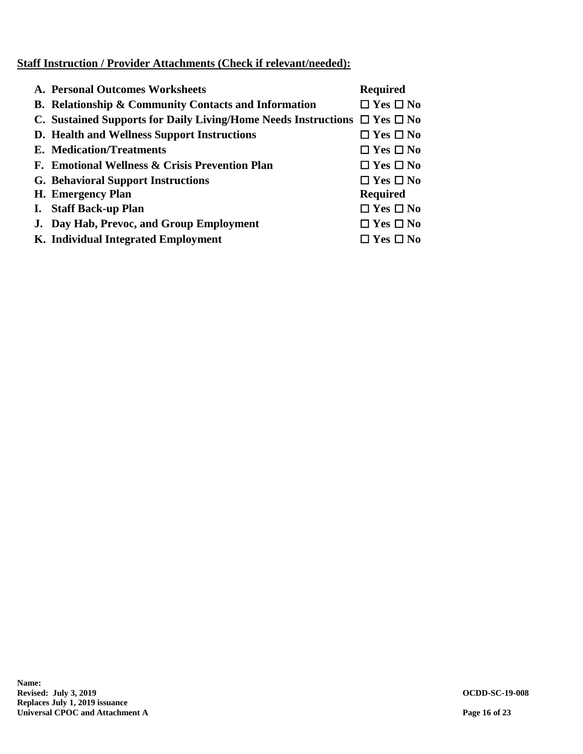**<u>Staff Instruction / Provider Attachments (Check if relevant/needed):</u>**

| | |
|---|---|
| **A. Personal Outcomes Worksheets** | **Required** |
| **B. Relationship & Community Contacts and Information** | ☐ **Yes** ☐ **No** |
| **C. Sustained Supports for Daily Living/Home Needs Instructions** | ☐ **Yes** ☐ **No** |
| **D. Health and Wellness Support Instructions** | ☐ **Yes** ☐ **No** |
| **E. Medication/Treatments** | ☐ **Yes** ☐ **No** |
| **F. Emotional Wellness & Crisis Prevention Plan** | ☐ **Yes** ☐ **No** |
| **G. Behavioral Support Instructions** | ☐ **Yes** ☐ **No** |
| **H. Emergency Plan** | **Required** |
| **I. Staff Back-up Plan** | ☐ **Yes** ☐ **No** |
| **J. Day Hab, Prevoc, and Group Employment** | ☐ **Yes** ☐ **No** |
| **K. Individual Integrated Employment** | ☐ **Yes** ☐ **No** |

**Name:**
**Revised: July 3, 2019**
**Replaces July 1, 2019 issuance**
**Universal CPOC and Attachment A**

**OCDD-SC-19-008**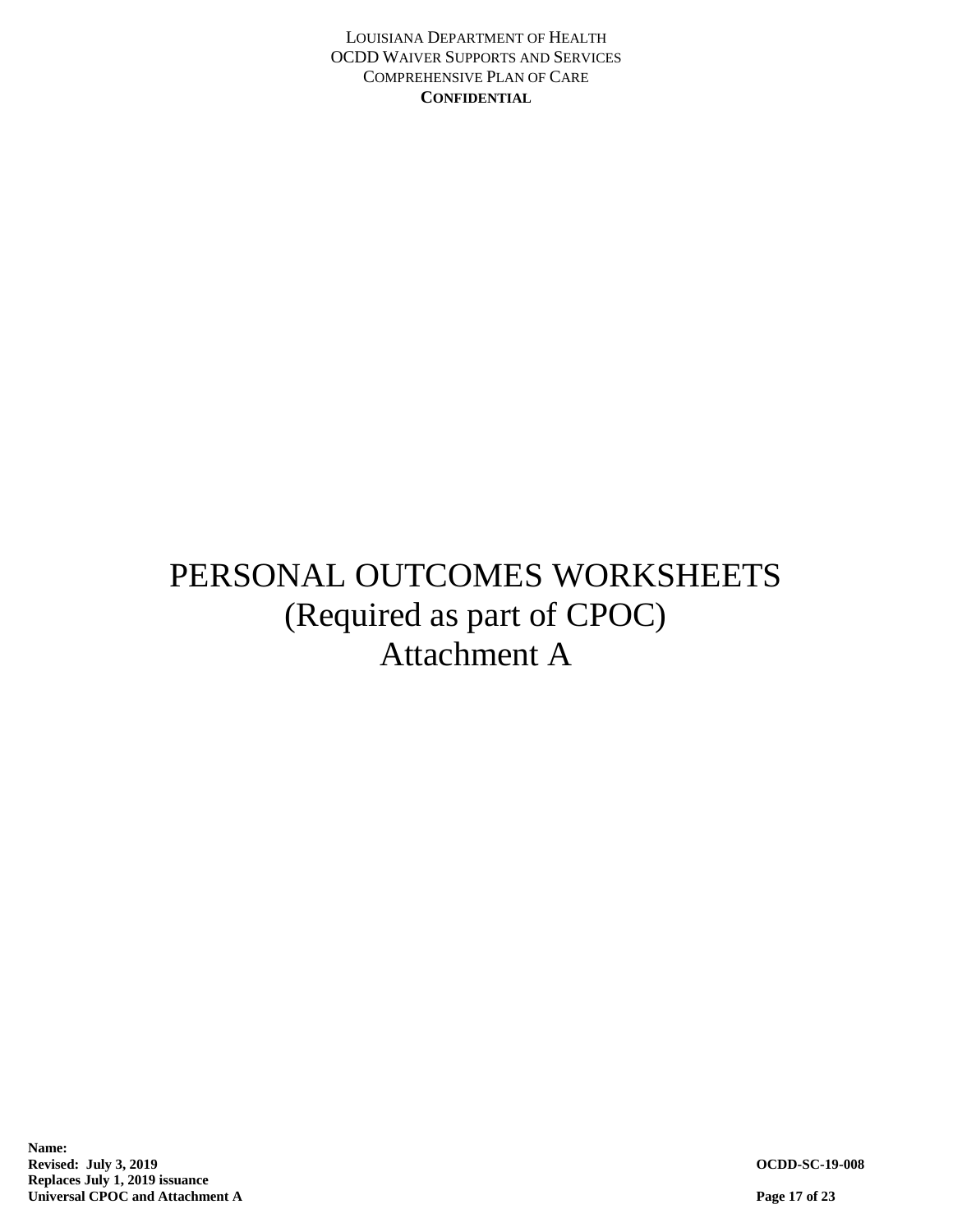# PERSONAL OUTCOMES WORKSHEETS
# (Required as part of CPOC)
# Attachment A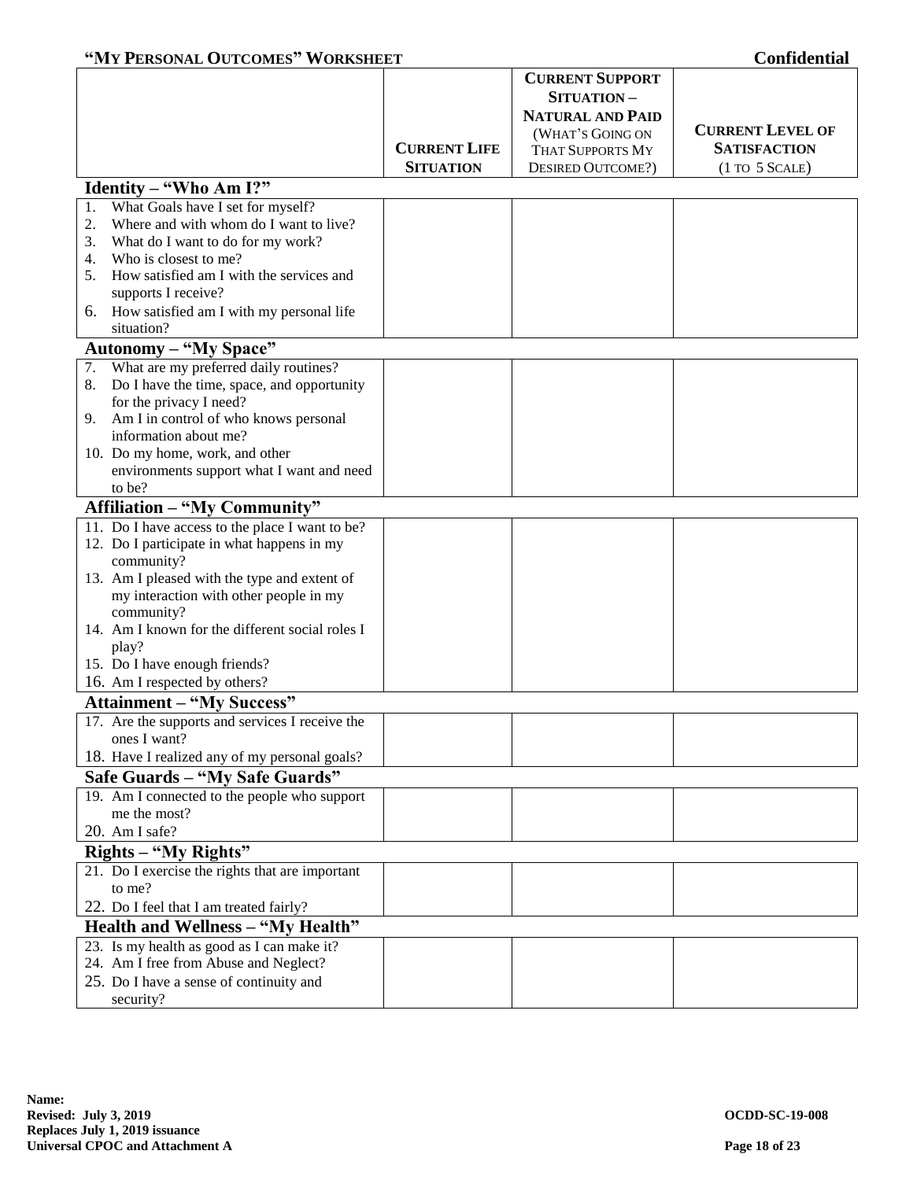## "My Personal Outcomes" Worksheet

**Confidential**

| | Current Life Situation | Current Support Situation – Natural and Paid (What's going on that supports my desired outcome?) | Current Level of Satisfaction (1 to 5 Scale) |
|---|---|---|---|
| **Identity – "Who Am I?"** | | | |
| 1. What Goals have I set for myself?<br>2. Where and with whom do I want to live?<br>3. What do I want to do for my work?<br>4. Who is closest to me?<br>5. How satisfied am I with the services and supports I receive?<br>6. How satisfied am I with my personal life situation? | | | |
| **Autonomy – "My Space"** | | | |
| 7. What are my preferred daily routines?<br>8. Do I have the time, space, and opportunity for the privacy I need?<br>9. Am I in control of who knows personal information about me?<br>10. Do my home, work, and other environments support what I want and need to be? | | | |
| **Affiliation – "My Community"** | | | |
| 11. Do I have access to the place I want to be?<br>12. Do I participate in what happens in my community?<br>13. Am I pleased with the type and extent of my interaction with other people in my community?<br>14. Am I known for the different social roles I play?<br>15. Do I have enough friends?<br>16. Am I respected by others? | | | |
| **Attainment – "My Success"** | | | |
| 17. Are the supports and services I receive the ones I want?<br>18. Have I realized any of my personal goals? | | | |
| **Safe Guards – "My Safe Guards"** | | | |
| 19. Am I connected to the people who support me the most?<br>20. Am I safe? | | | |
| **Rights – "My Rights"** | | | |
| 21. Do I exercise the rights that are important to me?<br>22. Do I feel that I am treated fairly? | | | |
| **Health and Wellness – "My Health"** | | | |
| 23. Is my health as good as I can make it?<br>24. Am I free from Abuse and Neglect?<br>25. Do I have a sense of continuity and security? | | | |

**Name:**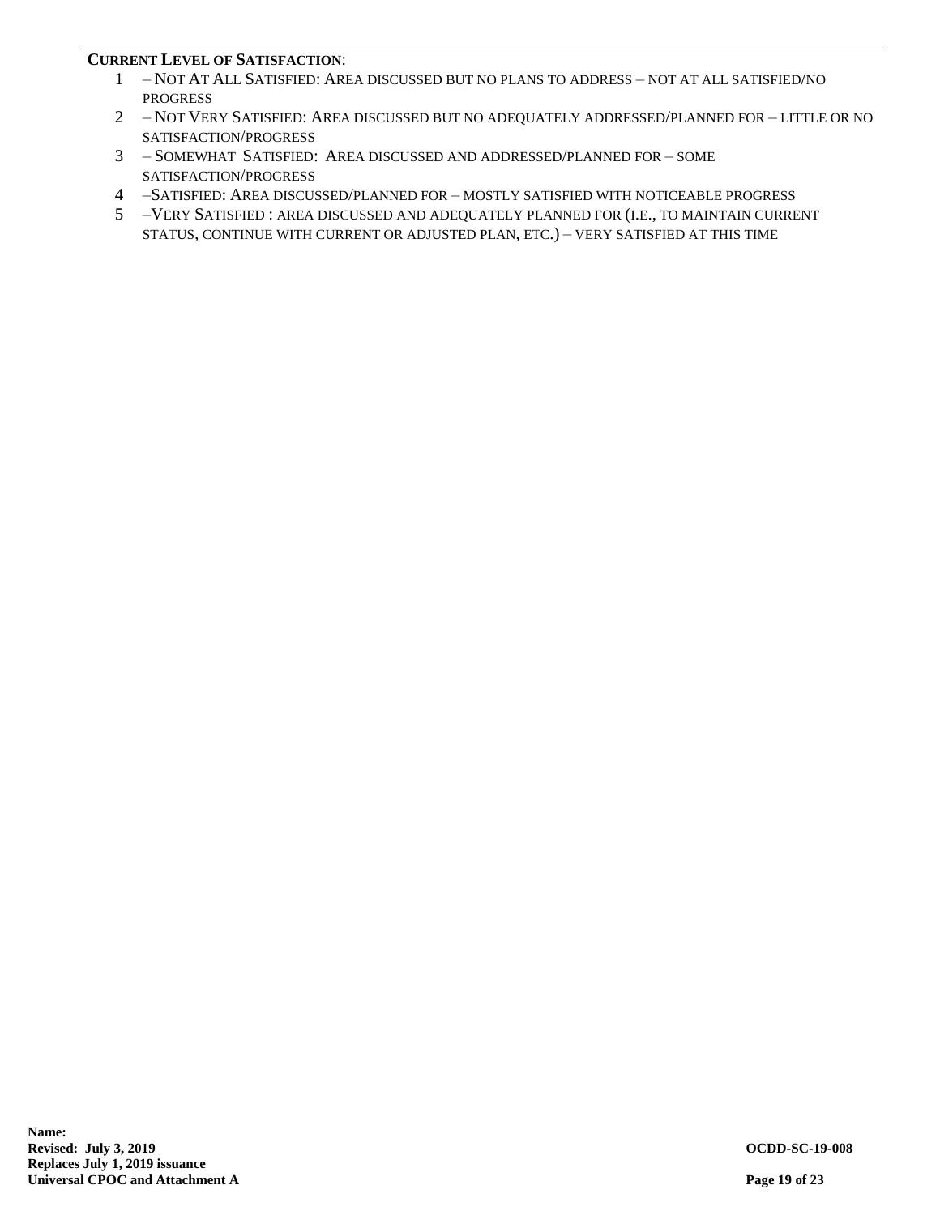**CURRENT LEVEL OF SATISFACTION**:

1 – NOT AT ALL SATISFIED: AREA DISCUSSED BUT NO PLANS TO ADDRESS – NOT AT ALL SATISFIED/NO PROGRESS
2 – NOT VERY SATISFIED: AREA DISCUSSED BUT NO ADEQUATELY ADDRESSED/PLANNED FOR – LITTLE OR NO SATISFACTION/PROGRESS
3 – SOMEWHAT SATISFIED: AREA DISCUSSED AND ADDRESSED/PLANNED FOR – SOME SATISFACTION/PROGRESS
4 –SATISFIED: AREA DISCUSSED/PLANNED FOR – MOSTLY SATISFIED WITH NOTICEABLE PROGRESS
5 –VERY SATISFIED : AREA DISCUSSED AND ADEQUATELY PLANNED FOR (I.E., TO MAINTAIN CURRENT STATUS, CONTINUE WITH CURRENT OR ADJUSTED PLAN, ETC.) – VERY SATISFIED AT THIS TIME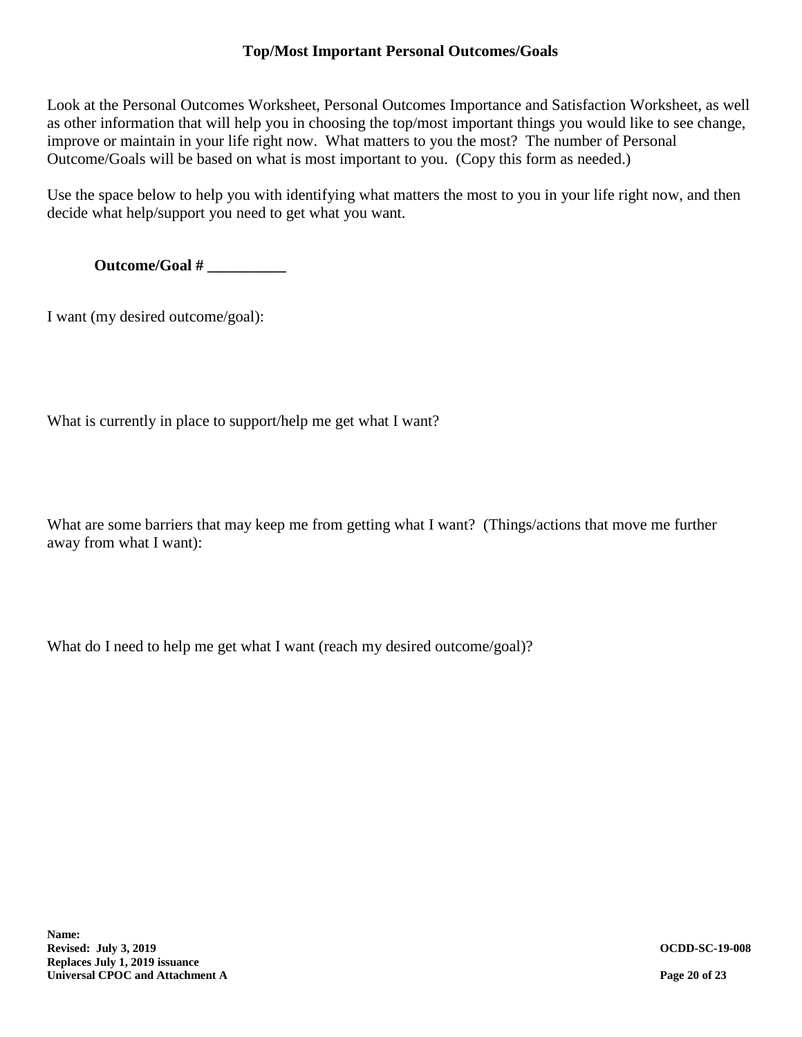## Top/Most Important Personal Outcomes/Goals

Look at the Personal Outcomes Worksheet, Personal Outcomes Importance and Satisfaction Worksheet, as well as other information that will help you in choosing the top/most important things you would like to see change, improve or maintain in your life right now. What matters to you the most? The number of Personal Outcome/Goals will be based on what is most important to you. (Copy this form as needed.)

Use the space below to help you with identifying what matters the most to you in your life right now, and then decide what help/support you need to get what you want.

**Outcome/Goal # __________**

I want (my desired outcome/goal):

What is currently in place to support/help me get what I want?

What are some barriers that may keep me from getting what I want? (Things/actions that move me further away from what I want):

What do I need to help me get what I want (reach my desired outcome/goal)?

**Name:**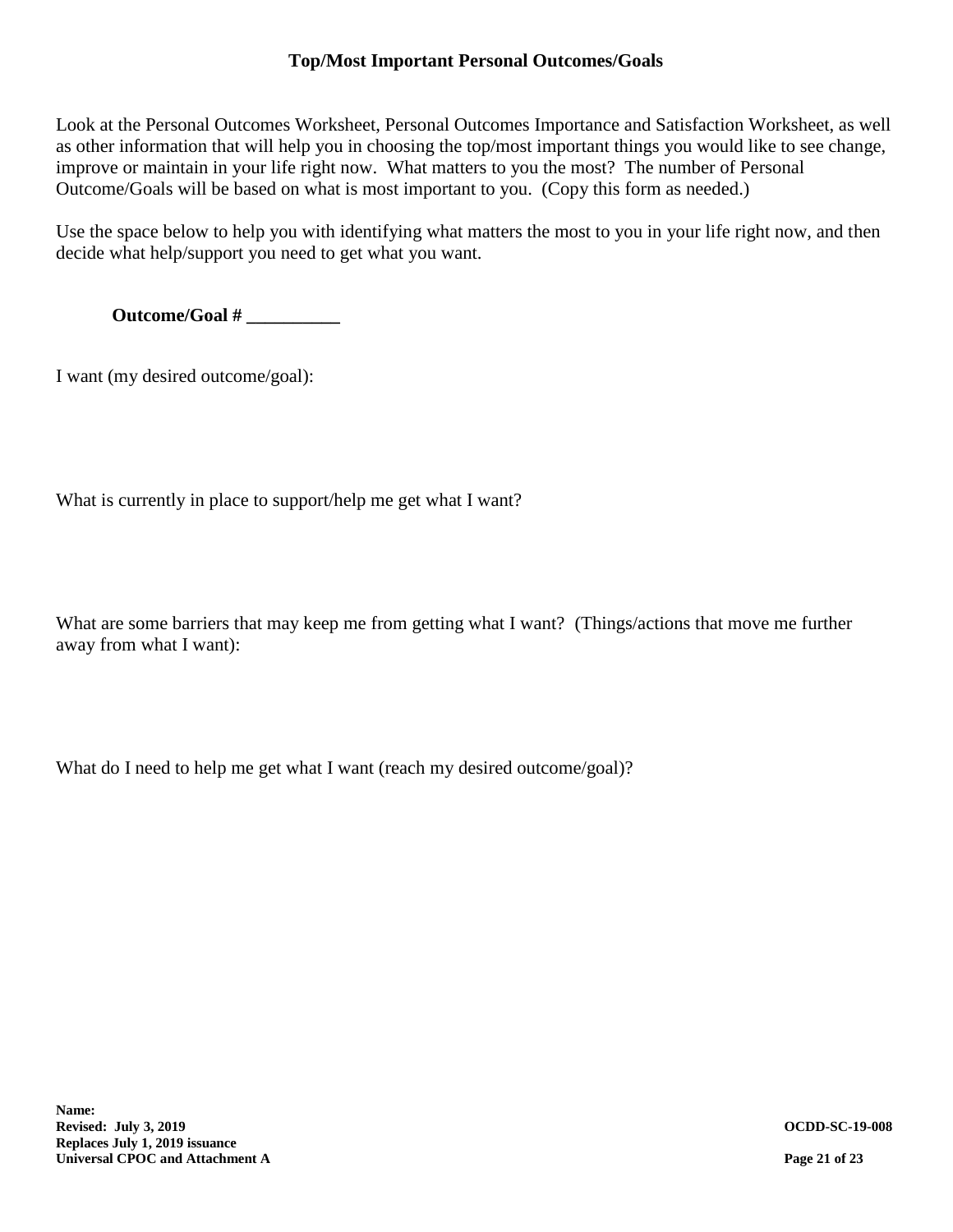## Top/Most Important Personal Outcomes/Goals

Look at the Personal Outcomes Worksheet, Personal Outcomes Importance and Satisfaction Worksheet, as well as other information that will help you in choosing the top/most important things you would like to see change, improve or maintain in your life right now. What matters to you the most? The number of Personal Outcome/Goals will be based on what is most important to you. (Copy this form as needed.)

Use the space below to help you with identifying what matters the most to you in your life right now, and then decide what help/support you need to get what you want.

**Outcome/Goal # __________**

I want (my desired outcome/goal):

What is currently in place to support/help me get what I want?

What are some barriers that may keep me from getting what I want? (Things/actions that move me further away from what I want):

What do I need to help me get what I want (reach my desired outcome/goal)?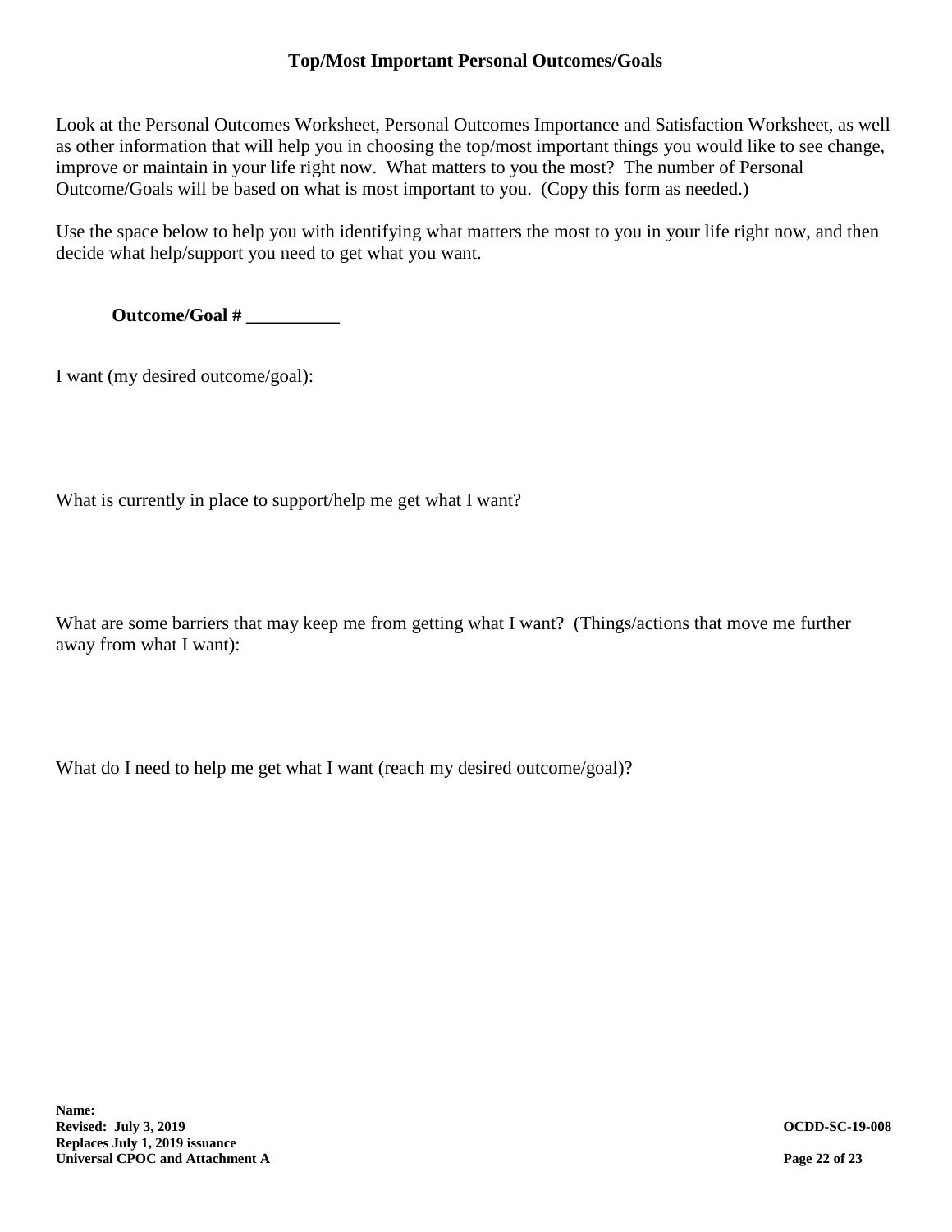## Top/Most Important Personal Outcomes/Goals

Look at the Personal Outcomes Worksheet, Personal Outcomes Importance and Satisfaction Worksheet, as well as other information that will help you in choosing the top/most important things you would like to see change, improve or maintain in your life right now. What matters to you the most? The number of Personal Outcome/Goals will be based on what is most important to you. (Copy this form as needed.)

Use the space below to help you with identifying what matters the most to you in your life right now, and then decide what help/support you need to get what you want.

**Outcome/Goal # __________**

I want (my desired outcome/goal):

What is currently in place to support/help me get what I want?

What are some barriers that may keep me from getting what I want? (Things/actions that move me further away from what I want):

What do I need to help me get what I want (reach my desired outcome/goal)?

**Name:**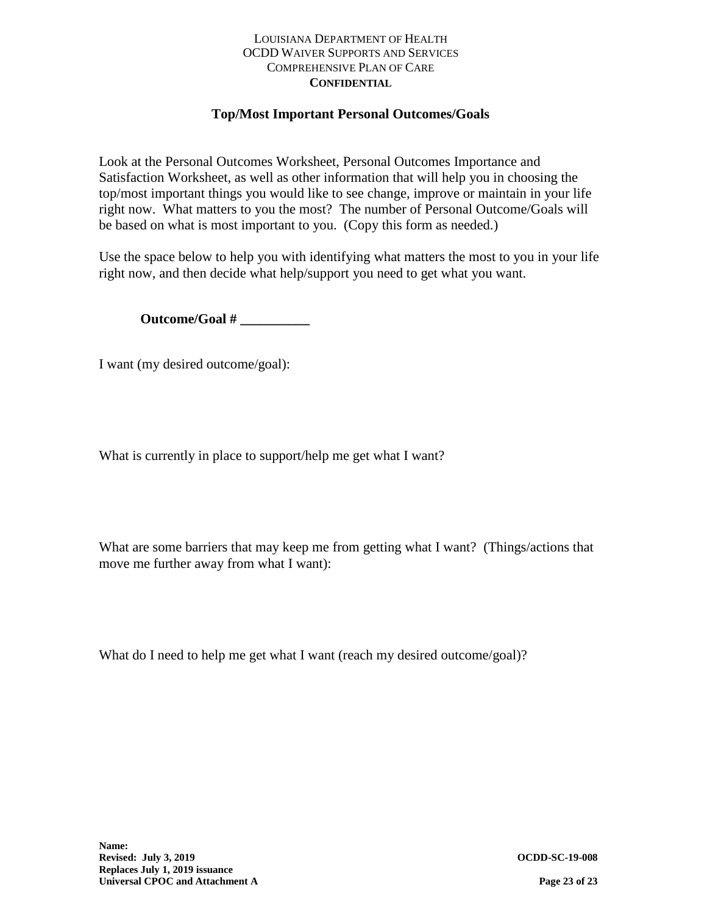## Top/Most Important Personal Outcomes/Goals

Look at the Personal Outcomes Worksheet, Personal Outcomes Importance and Satisfaction Worksheet, as well as other information that will help you in choosing the top/most important things you would like to see change, improve or maintain in your life right now. What matters to you the most? The number of Personal Outcome/Goals will be based on what is most important to you. (Copy this form as needed.)

Use the space below to help you with identifying what matters the most to you in your life right now, and then decide what help/support you need to get what you want.

**Outcome/Goal # __________**

I want (my desired outcome/goal):

What is currently in place to support/help me get what I want?

What are some barriers that may keep me from getting what I want? (Things/actions that move me further away from what I want):

What do I need to help me get what I want (reach my desired outcome/goal)?